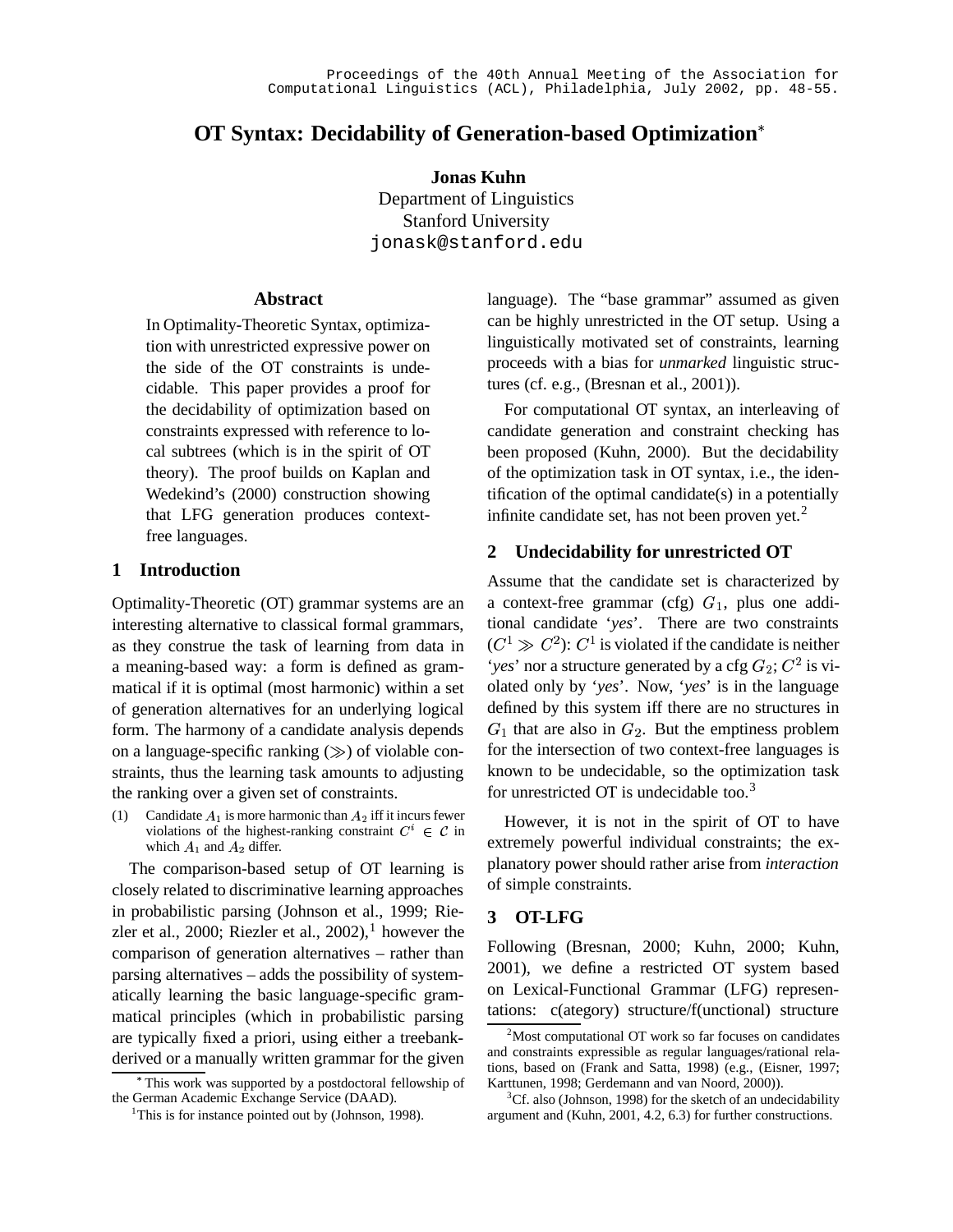# OT Syntax: Decidability of Generation-based Optimization*

**Jonas Kuhn**
Department of Linguistics
Stanford University
jonask@stanford.edu

## Abstract

In Optimality-Theoretic Syntax, optimization with unrestricted expressive power on the side of the OT constraints is undecidable. This paper provides a proof for the decidability of optimization based on constraints expressed with reference to local subtrees (which is in the spirit of OT theory). The proof builds on Kaplan and Wedekind's (2000) construction showing that LFG generation produces context-free languages.

## 1 Introduction

Optimality-Theoretic (OT) grammar systems are an interesting alternative to classical formal grammars, as they construe the task of learning from data in a meaning-based way: a form is defined as grammatical if it is optimal (most harmonic) within a set of generation alternatives for an underlying logical form. The harmony of a candidate analysis depends on a language-specific ranking ($\gg$) of violable constraints, thus the learning task amounts to adjusting the ranking over a given set of constraints.

(1) Candidate $A_1$ is more harmonic than $A_2$ iff it incurs fewer violations of the highest-ranking constraint $C^i \in \mathcal{C}$ in which $A_1$ and $A_2$ differ.

The comparison-based setup of OT learning is closely related to discriminative learning approaches in probabilistic parsing (Johnson et al., 1999; Riezler et al., 2000; Riezler et al., 2002),[1] however the comparison of generation alternatives – rather than parsing alternatives – adds the possibility of systematically learning the basic language-specific grammatical principles (which in probabilistic parsing are typically fixed a priori, using either a treebank-derived or a manually written grammar for the given language). The "base grammar" assumed as given can be highly unrestricted in the OT setup. Using a linguistically motivated set of constraints, learning proceeds with a bias for *unmarked* linguistic structures (cf. e.g., (Bresnan et al., 2001)).

For computational OT syntax, an interleaving of candidate generation and constraint checking has been proposed (Kuhn, 2000). But the decidability of the optimization task in OT syntax, i.e., the identification of the optimal candidate(s) in a potentially infinite candidate set, has not been proven yet.[2]

## 2 Undecidability for unrestricted OT

Assume that the candidate set is characterized by a context-free grammar (cfg) $G_1$, plus one additional candidate '*yes*'. There are two constraints ($C^1 \gg C^2$): $C^1$ is violated if the candidate is neither '*yes*' nor a structure generated by a cfg $G_2$; $C^2$ is violated only by '*yes*'. Now, '*yes*' is in the language defined by this system iff there are no structures in $G_1$ that are also in $G_2$. But the emptiness problem for the intersection of two context-free languages is known to be undecidable, so the optimization task for unrestricted OT is undecidable too.[3]

However, it is not in the spirit of OT to have extremely powerful individual constraints; the explanatory power should rather arise from *interaction* of simple constraints.

## 3 OT-LFG

Following (Bresnan, 2000; Kuhn, 2000; Kuhn, 2001), we define a restricted OT system based on Lexical-Functional Grammar (LFG) representations: c(ategory) structure/f(unctional) structure

---

* This work was supported by a postdoctoral fellowship of the German Academic Exchange Service (DAAD).

[1] This is for instance pointed out by (Johnson, 1998).

[2] Most computational OT work so far focuses on candidates and constraints expressible as regular languages/rational relations, based on (Frank and Satta, 1998) (e.g., (Eisner, 1997; Karttunen, 1998; Gerdemann and van Noord, 2000)).

[3] Cf. also (Johnson, 1998) for the sketch of an undecidability argument and (Kuhn, 2001, 4.2, 6.3) for further constructions.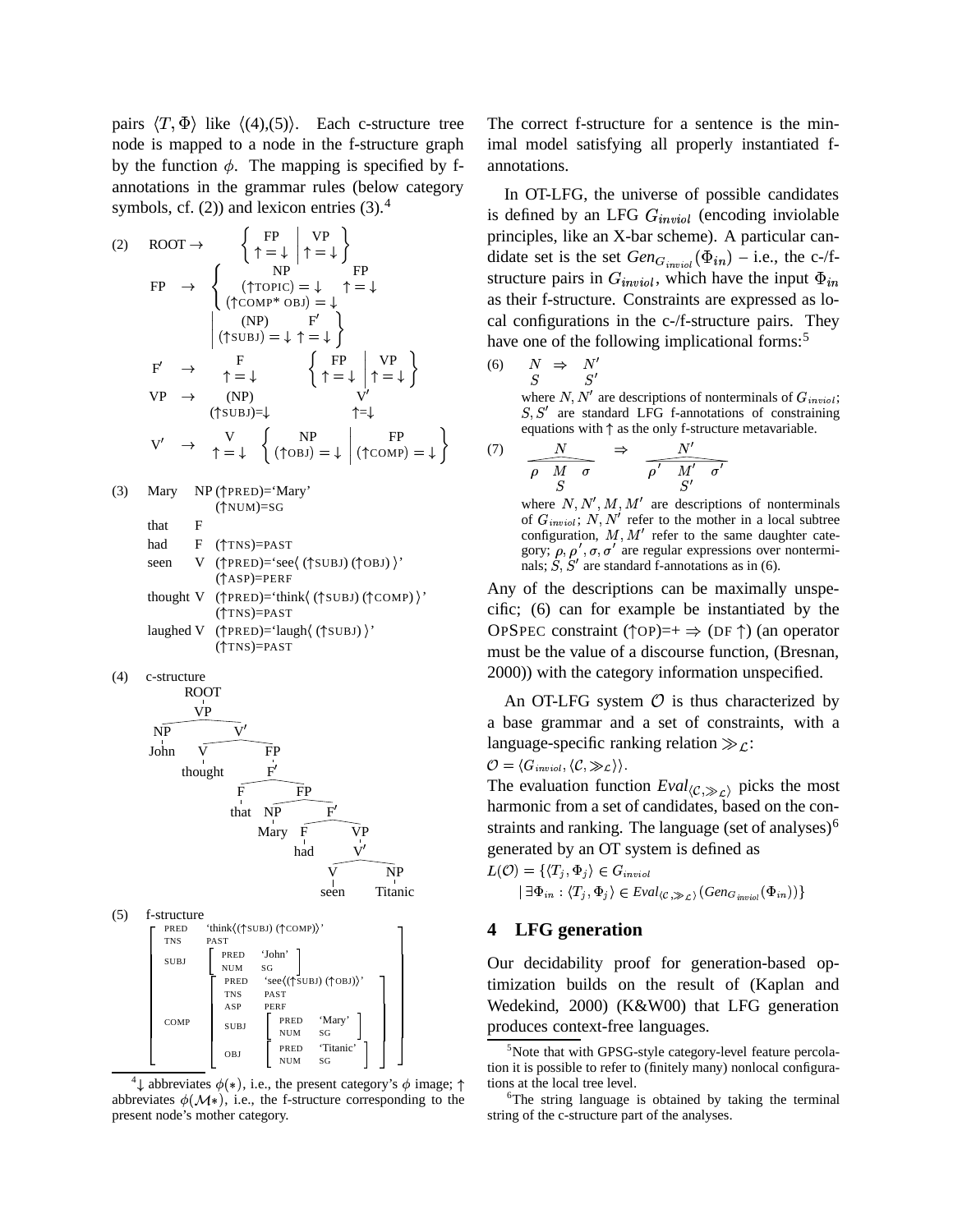pairs $\langle T, \Phi \rangle$ like $\langle(4),(5)\rangle$. Each c-structure tree node is mapped to a node in the f-structure graph by the function $\phi$. The mapping is specified by f-annotations in the grammar rules (below category symbols, cf. (2)) and lexicon entries (3).[4]

(2)

$$
\begin{array}{lll}
\text{ROOT} \rightarrow & \left\{ \begin{array}{c} \text{FP} \\ \uparrow = \downarrow \end{array} \middle| \begin{array}{c} \text{VP} \\ \uparrow = \downarrow \end{array} \right\} \\
\text{FP} \rightarrow & \left\{ \begin{array}{cc} \text{NP} & \text{FP} \\ (\uparrow \text{TOPIC}) = \downarrow & \uparrow = \downarrow \\ (\uparrow \text{COMP* OBJ}) = \downarrow & \end{array} \middle| \begin{array}{cc} \text{(NP)} & \text{F}' \\ (\uparrow \text{SUBJ}) = \downarrow & \uparrow = \downarrow \end{array} \right\} \\
\text{F}' \rightarrow & \begin{array}{c} \text{F} \\ \uparrow = \downarrow \end{array} \left\{ \begin{array}{c} \text{FP} \\ \uparrow = \downarrow \end{array} \middle| \begin{array}{c} \text{VP} \\ \uparrow = \downarrow \end{array} \right\} \\
\text{VP} \rightarrow & \begin{array}{c} \text{(NP)} \\ (\uparrow \text{SUBJ}) = \downarrow \end{array} \quad \begin{array}{c} \text{V}' \\ \uparrow = \downarrow \end{array} \\
\text{V}' \rightarrow & \begin{array}{c} \text{V} \\ \uparrow = \downarrow \end{array} \left\{ \begin{array}{c} \text{NP} \\ (\uparrow \text{OBJ}) = \downarrow \end{array} \middle| \begin{array}{c} \text{FP} \\ (\uparrow \text{COMP}) = \downarrow \end{array} \right\}
\end{array}
$$

(3)

| | | |
|---|---|---|
| Mary | NP | (↑PRED)='Mary' (↑NUM)=SG |
| that | F | |
| had | F | (↑TNS)=PAST |
| seen | V | (↑PRED)='see⟨(↑SUBJ) (↑OBJ)⟩' (↑ASP)=PERF |
| thought | V | (↑PRED)='think⟨(↑SUBJ) (↑COMP)⟩' (↑TNS)=PAST |
| laughed | V | (↑PRED)='laugh⟨(↑SUBJ)⟩' (↑TNS)=PAST |

(4) c-structure

```
ROOT
 └ VP
    ├ NP: John
    └ V'
       ├ V: thought
       └ FP
          └ F'
             ├ F: that
             └ FP
                ├ NP: Mary
                └ F'
                   ├ F: had
                   └ VP
                      └ V'
                         ├ V: seen
                         └ NP: Titanic
```

(5) f-structure

```
[ PRED  'think⟨(↑SUBJ) (↑COMP)⟩'
  TNS   PAST
  SUBJ  [ PRED 'John'
          NUM  SG ]
  COMP  [ PRED 'see⟨(↑SUBJ) (↑OBJ)⟩'
          TNS  PAST
          ASP  PERF
          SUBJ [ PRED 'Mary'
                 NUM  SG ]
          OBJ  [ PRED 'Titanic'
                 NUM  SG ] ] ]
```

The correct f-structure for a sentence is the minimal model satisfying all properly instantiated f-annotations.

In OT-LFG, the universe of possible candidates is defined by an LFG $G_{inviol}$ (encoding inviolable principles, like an X-bar scheme). A particular candidate set is the set $Gen_{G_{inviol}}(\Phi_{in})$ – i.e., the c-/f-structure pairs in $G_{inviol}$, which have the input $\Phi_{in}$ as their f-structure. Constraints are expressed as local configurations in the c-/f-structure pairs. They have one of the following implicational forms:[5]

(6)
$$\begin{array}{c} N \\ S \end{array} \Rightarrow \begin{array}{c} N' \\ S' \end{array}$$

where $N, N'$ are descriptions of nonterminals of $G_{inviol}$; $S, S'$ are standard LFG f-annotations of constraining equations with $\uparrow$ as the only f-structure metavariable.

(7)
$$\frac{N}{\rho \;\; \begin{array}{c} M \\ S \end{array} \;\; \sigma} \Rightarrow \frac{N'}{\rho' \;\; \begin{array}{c} M' \\ S' \end{array} \;\; \sigma'}$$

where $N, N', M, M'$ are descriptions of nonterminals of $G_{inviol}$; $N, N'$ refer to the mother in a local subtree configuration, $M, M'$ refer to the same daughter category; $\rho, \rho', \sigma, \sigma'$ are regular expressions over nonterminals; $S, S'$ are standard f-annotations as in (6).

Any of the descriptions can be maximally unspecific; (6) can for example be instantiated by the OPSPEC constraint (↑OP)=+ ⇒ (DF ↑) (an operator must be the value of a discourse function, (Bresnan, 2000)) with the category information unspecified.

An OT-LFG system $\mathcal{O}$ is thus characterized by a base grammar and a set of constraints, with a language-specific ranking relation $\gg_{\mathcal{L}}$:
$\mathcal{O} = \langle G_{inviol}, \langle \mathcal{C}, \gg_{\mathcal{L}} \rangle \rangle$.
The evaluation function $Eval_{\langle \mathcal{C}, \gg_{\mathcal{L}} \rangle}$ picks the most harmonic from a set of candidates, based on the constraints and ranking. The language (set of analyses)[6] generated by an OT system is defined as

$$L(\mathcal{O}) = \{\langle T_j, \Phi_j \rangle \in G_{inviol} \mid \exists \Phi_{in} : \langle T_j, \Phi_j \rangle \in Eval_{\langle \mathcal{C}, \gg_{\mathcal{L}} \rangle}(Gen_{G_{inviol}}(\Phi_{in}))\}$$

## 4 LFG generation

Our decidability proof for generation-based optimization builds on the result of (Kaplan and Wedekind, 2000) (K&W00) that LFG generation produces context-free languages.

[4] ↓ abbreviates $\phi(*)$, i.e., the present category's $\phi$ image; ↑ abbreviates $\phi(\mathcal{M}*)$, i.e., the f-structure corresponding to the present node's mother category.

[5] Note that with GPSG-style category-level feature percolation it is possible to refer to (finitely many) nonlocal configurations at the local tree level.

[6] The string language is obtained by taking the terminal string of the c-structure part of the analyses.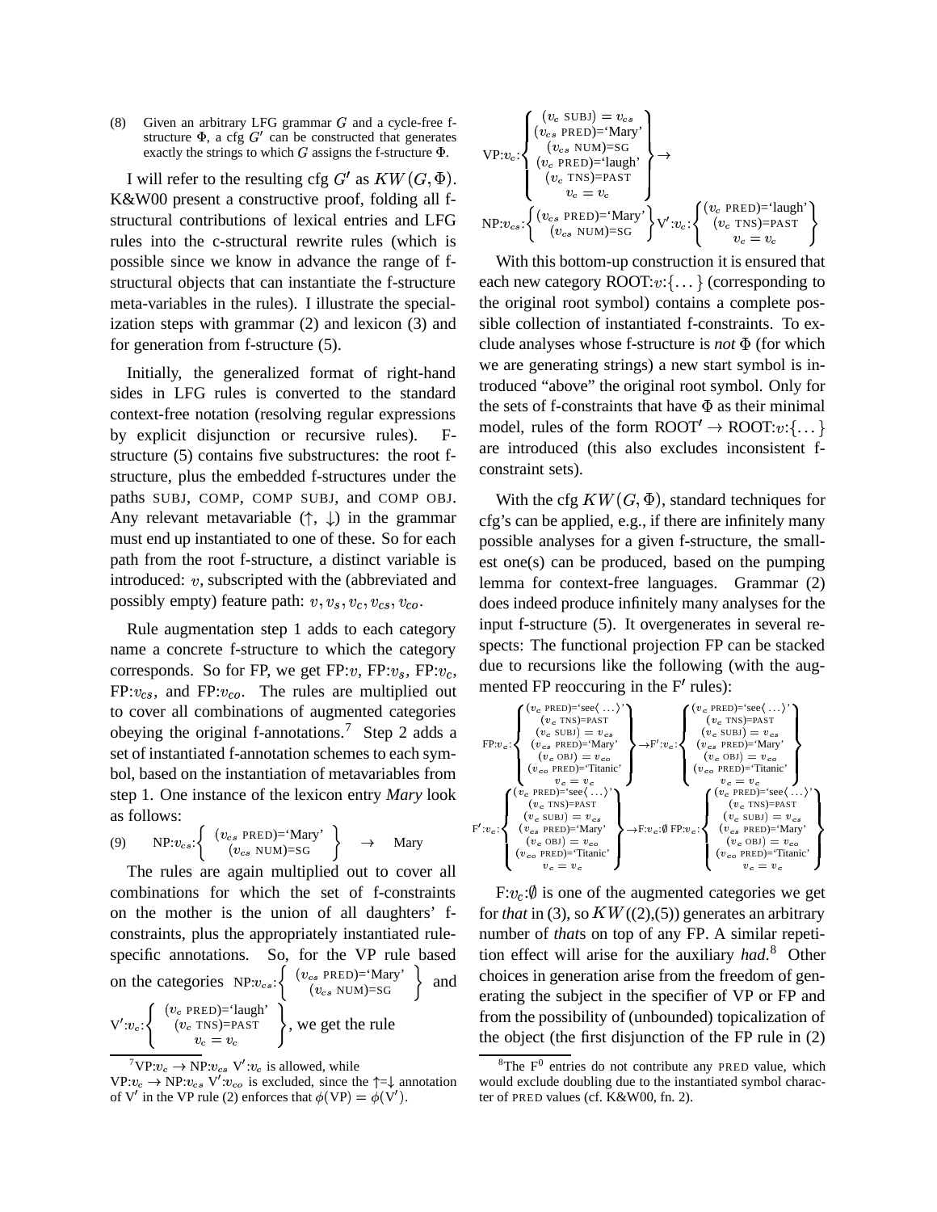(8) Given an arbitrary LFG grammar $G$ and a cycle-free f-structure $\Phi$, a cfg $G'$ can be constructed that generates exactly the strings to which $G$ assigns the f-structure $\Phi$.

I will refer to the resulting cfg $G'$ as $KW(G, \Phi)$. K&W00 present a constructive proof, folding all f-structural contributions of lexical entries and LFG rules into the c-structural rewrite rules (which is possible since we know in advance the range of f-structural objects that can instantiate the f-structure meta-variables in the rules). I illustrate the specialization steps with grammar (2) and lexicon (3) and for generation from f-structure (5).

Initially, the generalized format of right-hand sides in LFG rules is converted to the standard context-free notation (resolving regular expressions by explicit disjunction or recursive rules). F-structure (5) contains five substructures: the root f-structure, plus the embedded f-structures under the paths SUBJ, COMP, COMP SUBJ, and COMP OBJ. Any relevant metavariable ($\uparrow$, $\downarrow$) in the grammar must end up instantiated to one of these. So for each path from the root f-structure, a distinct variable is introduced: $v$, subscripted with the (abbreviated and possibly empty) feature path: $v, v_s, v_c, v_{cs}, v_{co}$.

Rule augmentation step 1 adds to each category name a concrete f-structure to which the category corresponds. So for FP, we get FP:$v$, FP:$v_s$, FP:$v_c$, FP:$v_{cs}$, and FP:$v_{co}$. The rules are multiplied out to cover all combinations of augmented categories obeying the original f-annotations.[7] Step 2 adds a set of instantiated f-annotation schemes to each symbol, based on the instantiation of metavariables from step 1. One instance of the lexicon entry *Mary* look as follows:

(9) $$\text{NP:}v_{cs}\text{:}\left\{ \begin{array}{c} (v_{cs}\ \text{PRED})=\text{'Mary'} \\ (v_{cs}\ \text{NUM})=\text{SG} \end{array} \right\} \rightarrow \text{Mary}$$

The rules are again multiplied out to cover all combinations for which the set of f-constraints on the mother is the union of all daughters' f-constraints, plus the appropriately instantiated rule-specific annotations. So, for the VP rule based on the categories $\text{NP:}v_{cs}\text{:}\left\{ \begin{array}{c} (v_{cs}\ \text{PRED})=\text{'Mary'} \\ (v_{cs}\ \text{NUM})=\text{SG} \end{array} \right\}$ and $\text{V}'\text{:}v_c\text{:}\left\{ \begin{array}{c} (v_c\ \text{PRED})=\text{'laugh'} \\ (v_c\ \text{TNS})=\text{PAST} \\ v_c = v_c \end{array} \right\}$, we get the rule

$$\text{VP:}v_c\text{:}\left\{ \begin{array}{c} (v_c\ \text{SUBJ}) = v_{cs} \\ (v_{cs}\ \text{PRED})=\text{'Mary'} \\ (v_{cs}\ \text{NUM})=\text{SG} \\ (v_c\ \text{PRED})=\text{'laugh'} \\ (v_c\ \text{TNS})=\text{PAST} \\ v_c = v_c \end{array} \right\} \rightarrow$$
$$\text{NP:}v_{cs}\text{:}\left\{ \begin{array}{c} (v_{cs}\ \text{PRED})=\text{'Mary'} \\ (v_{cs}\ \text{NUM})=\text{SG} \end{array} \right\} \text{V}'\text{:}v_c\text{:}\left\{ \begin{array}{c} (v_c\ \text{PRED})=\text{'laugh'} \\ (v_c\ \text{TNS})=\text{PAST} \\ v_c = v_c \end{array} \right\}$$

With this bottom-up construction it is ensured that each new category ROOT:$v$:$\{\dots\}$ (corresponding to the original root symbol) contains a complete possible collection of instantiated f-constraints. To exclude analyses whose f-structure is *not* $\Phi$ (for which we are generating strings) a new start symbol is introduced "above" the original root symbol. Only for the sets of f-constraints that have $\Phi$ as their minimal model, rules of the form ROOT$'$ $\rightarrow$ ROOT:$v$:$\{\dots\}$ are introduced (this also excludes inconsistent f-constraint sets).

With the cfg $KW(G, \Phi)$, standard techniques for cfg's can be applied, e.g., if there are infinitely many possible analyses for a given f-structure, the smallest one(s) can be produced, based on the pumping lemma for context-free languages. Grammar (2) does indeed produce infinitely many analyses for the input f-structure (5). It overgenerates in several respects: The functional projection FP can be stacked due to recursions like the following (with the augmented FP reoccuring in the F$'$ rules):

$$\text{FP:}v_c\text{:}\left\{ \begin{array}{c} (v_c\ \text{PRED})=\text{'see}\langle\dots\rangle\text{'} \\ (v_c\ \text{TNS})=\text{PAST} \\ (v_c\ \text{SUBJ}) = v_{cs} \\ (v_{cs}\ \text{PRED})=\text{'Mary'} \\ (v_c\ \text{OBJ}) = v_{co} \\ (v_{co}\ \text{PRED})=\text{'Titanic'} \\ v_c = v_c \end{array} \right\} \rightarrow \text{F}'\text{:}v_c\text{:}\left\{ \begin{array}{c} (v_c\ \text{PRED})=\text{'see}\langle\dots\rangle\text{'} \\ (v_c\ \text{TNS})=\text{PAST} \\ (v_c\ \text{SUBJ}) = v_{cs} \\ (v_{cs}\ \text{PRED})=\text{'Mary'} \\ (v_c\ \text{OBJ}) = v_{co} \\ (v_{co}\ \text{PRED})=\text{'Titanic'} \\ v_c = v_c \end{array} \right\}$$

$$\text{F}'\text{:}v_c\text{:}\left\{ \begin{array}{c} (v_c\ \text{PRED})=\text{'see}\langle\dots\rangle\text{'} \\ (v_c\ \text{TNS})=\text{PAST} \\ (v_c\ \text{SUBJ}) = v_{cs} \\ (v_{cs}\ \text{PRED})=\text{'Mary'} \\ (v_c\ \text{OBJ}) = v_{co} \\ (v_{co}\ \text{PRED})=\text{'Titanic'} \\ v_c = v_c \end{array} \right\} \rightarrow \text{F:}v_c\text{:}\emptyset\ \text{FP:}v_c\text{:}\left\{ \begin{array}{c} (v_c\ \text{PRED})=\text{'see}\langle\dots\rangle\text{'} \\ (v_c\ \text{TNS})=\text{PAST} \\ (v_c\ \text{SUBJ}) = v_{cs} \\ (v_{cs}\ \text{PRED})=\text{'Mary'} \\ (v_c\ \text{OBJ}) = v_{co} \\ (v_{co}\ \text{PRED})=\text{'Titanic'} \\ v_c = v_c \end{array} \right\}$$

F:$v_c$:$\emptyset$ is one of the augmented categories we get for *that* in (3), so $KW((2),(5))$ generates an arbitrary number of *that*s on top of any FP. A similar repetition effect will arise for the auxiliary *had*.[8] Other choices in generation arise from the freedom of generating the subject in the specifier of VP or FP and from the possibility of (unbounded) topicalization of the object (the first disjunction of the FP rule in (2)

[7] VP:$v_c$ $\rightarrow$ NP:$v_{cs}$ V$'$:$v_c$ is allowed, while VP:$v_c$ $\rightarrow$ NP:$v_{cs}$ V$'$:$v_{co}$ is excluded, since the $\uparrow$=$\downarrow$ annotation of V$'$ in the VP rule (2) enforces that $\phi(\text{VP}) = \phi(\text{V}')$.

[8] The F$^0$ entries do not contribute any PRED value, which would exclude doubling due to the instantiated symbol character of PRED values (cf. K&W00, fn. 2).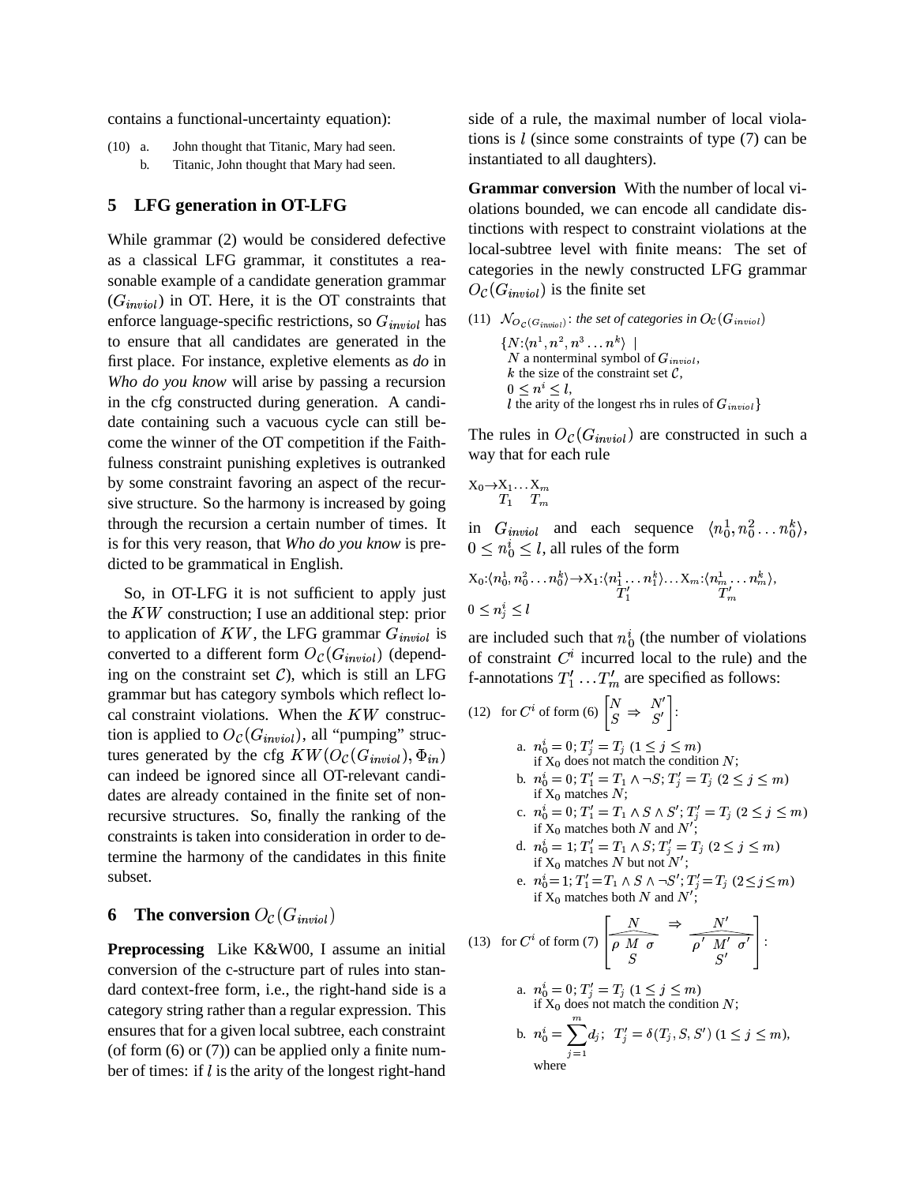contains a functional-uncertainty equation):

(10) a. John thought that Titanic, Mary had seen.
b. Titanic, John thought that Mary had seen.

## 5 LFG generation in OT-LFG

While grammar (2) would be considered defective as a classical LFG grammar, it constitutes a reasonable example of a candidate generation grammar ($G_{inviol}$) in OT. Here, it is the OT constraints that enforce language-specific restrictions, so $G_{inviol}$ has to ensure that all candidates are generated in the first place. For instance, expletive elements as *do* in *Who do you know* will arise by passing a recursion in the cfg constructed during generation. A candidate containing such a vacuous cycle can still become the winner of the OT competition if the Faithfulness constraint punishing expletives is outranked by some constraint favoring an aspect of the recursive structure. So the harmony is increased by going through the recursion a certain number of times. It is for this very reason, that *Who do you know* is predicted to be grammatical in English.

So, in OT-LFG it is not sufficient to apply just the $KW$ construction; I use an additional step: prior to application of $KW$, the LFG grammar $G_{inviol}$ is converted to a different form $O_{\mathcal{C}}(G_{inviol})$ (depending on the constraint set $\mathcal{C}$), which is still an LFG grammar but has category symbols which reflect local constraint violations. When the $KW$ construction is applied to $O_{\mathcal{C}}(G_{inviol})$, all "pumping" structures generated by the cfg $KW(O_{\mathcal{C}}(G_{inviol}), \Phi_{in})$ can indeed be ignored since all OT-relevant candidates are already contained in the finite set of non-recursive structures. So, finally the ranking of the constraints is taken into consideration in order to determine the harmony of the candidates in this finite subset.

## 6 The conversion $O_{\mathcal{C}}(G_{inviol})$

**Preprocessing** Like K&W00, I assume an initial conversion of the c-structure part of rules into standard context-free form, i.e., the right-hand side is a category string rather than a regular expression. This ensures that for a given local subtree, each constraint (of form (6) or (7)) can be applied only a finite number of times: if $l$ is the arity of the longest right-hand side of a rule, the maximal number of local violations is $l$ (since some constraints of type (7) can be instantiated to all daughters).

**Grammar conversion** With the number of local violations bounded, we can encode all candidate distinctions with respect to constraint violations at the local-subtree level with finite means: The set of categories in the newly constructed LFG grammar $O_{\mathcal{C}}(G_{inviol})$ is the finite set

(11) $\mathcal{N}_{O_{\mathcal{C}}(G_{inviol})}$: *the set of categories in* $O_{\mathcal{C}}(G_{inviol})$

$\{N{:}\langle n^1, n^2, n^3 \ldots n^k\rangle \mid$
$N$ a nonterminal symbol of $G_{inviol}$,
$k$ the size of the constraint set $\mathcal{C}$,
$0 \leq n^i \leq l$,
$l$ the arity of the longest rhs in rules of $G_{inviol}\}$

The rules in $O_{\mathcal{C}}(G_{inviol})$ are constructed in such a way that for each rule

$$\underset{}{\mathrm{X}_0} \rightarrow \underset{T_1}{\mathrm{X}_1} \ldots \underset{T_m}{\mathrm{X}_m}$$

in $G_{inviol}$ and each sequence $\langle n_0^1, n_0^2 \ldots n_0^k\rangle$, $0 \leq n_0^i \leq l$, all rules of the form

$$\mathrm{X}_0{:}\langle n_0^1, n_0^2 \ldots n_0^k\rangle \rightarrow \underset{T_1'}{\mathrm{X}_1{:}\langle n_1^1 \ldots n_1^k\rangle} \ldots \underset{T_m'}{\mathrm{X}_m{:}\langle n_m^1 \ldots n_m^k\rangle},$$
$0 \leq n_j^i \leq l$

are included such that $n_0^i$ (the number of violations of constraint $C^i$ incurred local to the rule) and the f-annotations $T_1' \ldots T_m'$ are specified as follows:

(12) for $C^i$ of form (6) $\begin{bmatrix} N \\ S \end{bmatrix} \Rightarrow \begin{bmatrix} N' \\ S' \end{bmatrix}$:

a. $n_0^i = 0; T_j' = T_j$ $(1 \leq j \leq m)$
if $\mathrm{X}_0$ does not match the condition $N$;

b. $n_0^i = 0; T_1' = T_1 \wedge \neg S; T_j' = T_j$ $(2 \leq j \leq m)$
if $\mathrm{X}_0$ matches $N$;

c. $n_0^i = 0; T_1' = T_1 \wedge S \wedge S'; T_j' = T_j$ $(2 \leq j \leq m)$
if $\mathrm{X}_0$ matches both $N$ and $N'$;

d. $n_0^i = 1; T_1' = T_1 \wedge S; T_j' = T_j$ $(2 \leq j \leq m)$
if $\mathrm{X}_0$ matches $N$ but not $N'$;

e. $n_0^i = 1; T_1' = T_1 \wedge S \wedge \neg S'; T_j' = T_j$ $(2 \leq j \leq m)$
if $\mathrm{X}_0$ matches both $N$ and $N'$;

(13) for $C^i$ of form (7) $\left[ \begin{array}{c} N \\ \hline \rho\ M\ \sigma \\ S \end{array} \Rightarrow \begin{array}{c} N' \\ \hline \rho'\ M'\ \sigma' \\ S' \end{array} \right]$:

a. $n_0^i = 0; T_j' = T_j$ $(1 \leq j \leq m)$
if $\mathrm{X}_0$ does not match the condition $N$;

b. $n_0^i = \sum_{j=1}^{m} d_j;$ $T_j' = \delta(T_j, S, S')$ $(1 \leq j \leq m)$,
where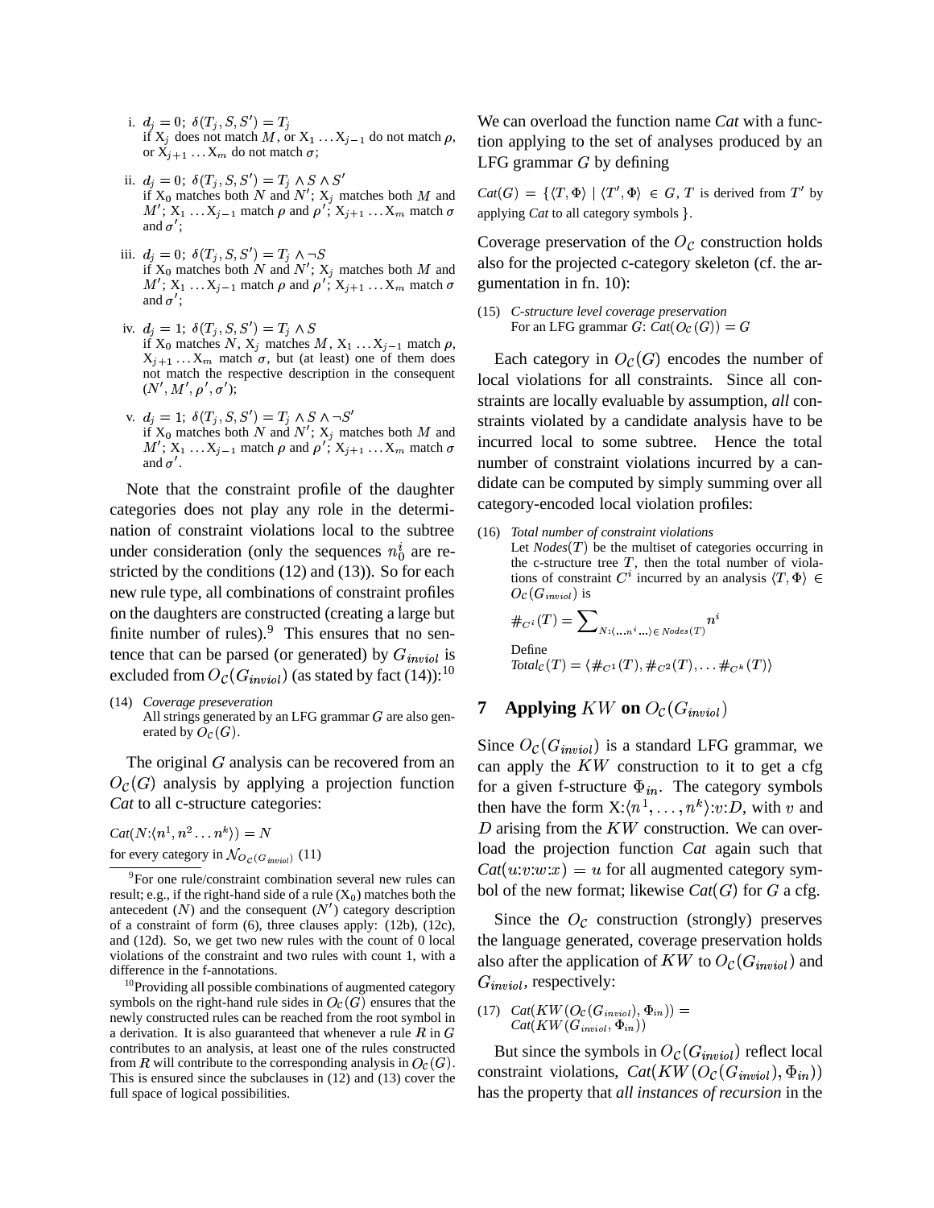i. $d_j = 0$; $\delta(T_j, S, S') = T_j$
if $X_j$ does not match $M$, or $X_1 \ldots X_{j-1}$ do not match $\rho$, or $X_{j+1} \ldots X_m$ do not match $\sigma$;

ii. $d_j = 0$; $\delta(T_j, S, S') = T_j \wedge S \wedge S'$
if $X_0$ matches both $N$ and $N'$; $X_j$ matches both $M$ and $M'$; $X_1 \ldots X_{j-1}$ match $\rho$ and $\rho'$; $X_{j+1} \ldots X_m$ match $\sigma$ and $\sigma'$;

iii. $d_j = 0$; $\delta(T_j, S, S') = T_j \wedge \neg S$
if $X_0$ matches both $N$ and $N'$; $X_j$ matches both $M$ and $M'$; $X_1 \ldots X_{j-1}$ match $\rho$ and $\rho'$; $X_{j+1} \ldots X_m$ match $\sigma$ and $\sigma'$;

iv. $d_j = 1$; $\delta(T_j, S, S') = T_j \wedge S$
if $X_0$ matches $N$, $X_j$ matches $M$, $X_1 \ldots X_{j-1}$ match $\rho$, $X_{j+1} \ldots X_m$ match $\sigma$, but (at least) one of them does not match the respective description in the consequent ($N', M', \rho', \sigma'$);

v. $d_j = 1$; $\delta(T_j, S, S') = T_j \wedge S \wedge \neg S'$
if $X_0$ matches both $N$ and $N'$; $X_j$ matches both $M$ and $M'$; $X_1 \ldots X_{j-1}$ match $\rho$ and $\rho'$; $X_{j+1} \ldots X_m$ match $\sigma$ and $\sigma'$.

Note that the constraint profile of the daughter categories does not play any role in the determination of constraint violations local to the subtree under consideration (only the sequences $n_0^i$ are restricted by the conditions (12) and (13)). So for each new rule type, all combinations of constraint profiles on the daughters are constructed (creating a large but finite number of rules).[9] This ensures that no sentence that can be parsed (or generated) by $G_{inviol}$ is excluded from $O_{\mathcal{C}}(G_{inviol})$ (as stated by fact (14)):[10]

(14) *Coverage preseveration*
All strings generated by an LFG grammar $G$ are also generated by $O_{\mathcal{C}}(G)$.

The original $G$ analysis can be recovered from an $O_{\mathcal{C}}(G)$ analysis by applying a projection function *Cat* to all c-structure categories:

$Cat(N{:}\langle n^1, n^2 \ldots n^k \rangle) = N$
for every category in $\mathcal{N}_{O_{\mathcal{C}}(G_{inviol})}$ (11)

We can overload the function name *Cat* with a function applying to the set of analyses produced by an LFG grammar $G$ by defining

$Cat(G) = \{\langle T, \Phi \rangle \mid \langle T', \Phi \rangle \in G$, $T$ is derived from $T'$ by applying *Cat* to all category symbols $\}$.

Coverage preservation of the $O_{\mathcal{C}}$ construction holds also for the projected c-category skeleton (cf. the argumentation in fn. 10):

(15) *C-structure level coverage preservation*
For an LFG grammar $G$: $Cat(O_{\mathcal{C}}(G)) = G$

Each category in $O_{\mathcal{C}}(G)$ encodes the number of local violations for all constraints. Since all constraints are locally evaluable by assumption, *all* constraints violated by a candidate analysis have to be incurred local to some subtree. Hence the total number of constraint violations incurred by a candidate can be computed by simply summing over all category-encoded local violation profiles:

(16) *Total number of constraint violations*
Let $Nodes(T)$ be the multiset of categories occurring in the c-structure tree $T$, then the total number of violations of constraint $C^i$ incurred by an analysis $\langle T, \Phi \rangle \in O_{\mathcal{C}}(G_{inviol})$ is

$$\#_{C^i}(T) = \sum_{N:\langle \ldots n^i \ldots \rangle \in Nodes(T)} n^i$$

Define
$Total_{\mathcal{C}}(T) = \langle \#_{C^1}(T), \#_{C^2}(T), \ldots \#_{C^k}(T) \rangle$

## 7 Applying $KW$ on $O_{\mathcal{C}}(G_{inviol})$

Since $O_{\mathcal{C}}(G_{inviol})$ is a standard LFG grammar, we can apply the $KW$ construction to it to get a cfg for a given f-structure $\Phi_{in}$. The category symbols then have the form $X{:}\langle n^1, \ldots, n^k \rangle{:}v{:}D$, with $v$ and $D$ arising from the $KW$ construction. We can overload the projection function *Cat* again such that $Cat(u{:}v{:}w{:}x) = u$ for all augmented category symbol of the new format; likewise $Cat(G)$ for $G$ a cfg.

Since the $O_{\mathcal{C}}$ construction (strongly) preserves the language generated, coverage preservation holds also after the application of $KW$ to $O_{\mathcal{C}}(G_{inviol})$ and $G_{inviol}$, respectively:

(17) $Cat(KW(O_{\mathcal{C}}(G_{inviol}), \Phi_{in})) = Cat(KW(G_{inviol}, \Phi_{in}))$

But since the symbols in $O_{\mathcal{C}}(G_{inviol})$ reflect local constraint violations, $Cat(KW(O_{\mathcal{C}}(G_{inviol}), \Phi_{in}))$ has the property that *all instances of recursion* in the

---

[9] For one rule/constraint combination several new rules can result; e.g., if the right-hand side of a rule ($X_0$) matches both the antecedent ($N$) and the consequent ($N'$) category description of a constraint of form (6), three clauses apply: (12b), (12c), and (12d). So, we get two new rules with the count of 0 local violations of the constraint and two rules with count 1, with a difference in the f-annotations.

[10] Providing all possible combinations of augmented category symbols on the right-hand rule sides in $O_{\mathcal{C}}(G)$ ensures that the newly constructed rules can be reached from the root symbol in a derivation. It is also guaranteed that whenever a rule $R$ in $G$ contributes to an analysis, at least one of the rules constructed from $R$ will contribute to the corresponding analysis in $O_{\mathcal{C}}(G)$. This is ensured since the subclauses in (12) and (13) cover the full space of logical possibilities.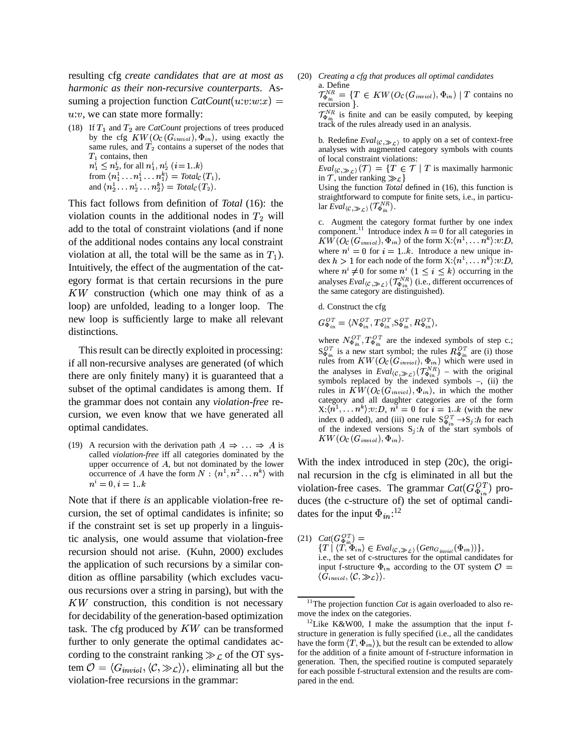resulting cfg *create candidates that are at most as harmonic as their non-recursive counterparts*. Assuming a projection function $CatCount(u{:}v{:}w{:}x) = u{:}v$, we can state more formally:

(18) If $T_1$ and $T_2$ are *CatCount* projections of trees produced by the cfg $KW(O_{\mathcal{C}}(G_{inviol}), \Phi_{in})$, using exactly the same rules, and $T_2$ contains a superset of the nodes that $T_1$ contains, then
$n_1^i \leq n_2^i$, for all $n_1^i, n_2^i$ $(i{=}1..k)$
from $\langle n_1^1 \ldots n_1^i \ldots n_1^k \rangle = Total_{\mathcal{C}}(T_1)$,
and $\langle n_2^1 \ldots n_2^i \ldots n_2^k \rangle = Total_{\mathcal{C}}(T_2)$.

This fact follows from definition of *Total* (16): the violation counts in the additional nodes in $T_2$ will add to the total of constraint violations (and if none of the additional nodes contains any local constraint violation at all, the total will be the same as in $T_1$). Intuitively, the effect of the augmentation of the category format is that certain recursions in the pure $KW$ construction (which one may think of as a loop) are unfolded, leading to a longer loop. The new loop is sufficiently large to make all relevant distinctions.

This result can be directly exploited in processing: if all non-recursive analyses are generated (of which there are only finitely many) it is guaranteed that a subset of the optimal candidates is among them. If the grammar does not contain any *violation-free* recursion, we even know that we have generated all optimal candidates.

(19) A recursion with the derivation path $A \Rightarrow \ldots \Rightarrow A$ is called *violation-free* iff all categories dominated by the upper occurrence of $A$, but not dominated by the lower occurrence of $A$ have the form $N : \langle n^1, n^2 \ldots n^k \rangle$ with $n^i = 0, i = 1..k$

Note that if there *is* an applicable violation-free recursion, the set of optimal candidates is infinite; so if the constraint set is set up properly in a linguistic analysis, one would assume that violation-free recursion should not arise. (Kuhn, 2000) excludes the application of such recursions by a similar condition as offline parsability (which excludes vacuous recursions over a string in parsing), but with the $KW$ construction, this condition is not necessary for decidability of the generation-based optimization task. The cfg produced by $KW$ can be transformed further to only generate the optimal candidates according to the constraint ranking $\gg_{\mathcal{L}}$ of the OT system $\mathcal{O} = \langle G_{inviol}, \langle \mathcal{C}, \gg_{\mathcal{L}} \rangle \rangle$, eliminating all but the violation-free recursions in the grammar:

(20) *Creating a cfg that produces all optimal candidates*

a. Define
$\mathcal{T}_{\Phi_{in}}^{NR} = \{T \in KW(O_{\mathcal{C}}(G_{inviol}), \Phi_{in}) \mid T$ contains no recursion $\}$.
$\mathcal{T}_{\Phi_{in}}^{NR}$ is finite and can be easily computed, by keeping track of the rules already used in an analysis.

b. Redefine $Eval_{\langle \mathcal{C}, \gg_{\mathcal{L}} \rangle}$ to apply on a set of context-free analyses with augmented category symbols with counts of local constraint violations:
$Eval_{\langle \mathcal{C}, \gg_{\mathcal{L}} \rangle}(\mathcal{T}) = \{T \in \mathcal{T} \mid T$ is maximally harmonic in $\mathcal{T}$, under ranking $\gg_{\mathcal{L}}\}$
Using the function *Total* defined in (16), this function is straightforward to compute for finite sets, i.e., in particular $Eval_{\langle \mathcal{C}, \gg_{\mathcal{L}} \rangle}(\mathcal{T}_{\Phi_{in}}^{NR})$.

c. Augment the category format further by one index component.[11] Introduce index $h = 0$ for all categories in $KW(O_{\mathcal{C}}(G_{inviol}), \Phi_{in})$ of the form X:$\langle n^1, \ldots n^k \rangle$:$v$:$D$, where $n^i = 0$ for $i = 1..k$. Introduce a new unique index $h > 1$ for each node of the form X:$\langle n^1, \ldots n^k \rangle$:$v$:$D$, where $n^i \neq 0$ for some $n^i$ $(1 \leq i \leq k)$ occurring in the analyses $Eval_{\langle \mathcal{C}, \gg_{\mathcal{L}} \rangle}(\mathcal{T}_{\Phi_{in}}^{NR})$ (i.e., different occurrences of the same category are distinguished).

d. Construct the cfg
$G_{\Phi_{in}}^{OT} = \langle N_{\Phi_{in}}^{OT}, T_{\Phi_{in}}^{OT}, \mathrm{S}_{\Phi_{in}}^{OT}, R_{\Phi_{in}}^{OT} \rangle$,
where $N_{\Phi_{in}}^{OT}, T_{\Phi_{in}}^{OT}$ are the indexed symbols of step c.; $\mathrm{S}_{\Phi_{in}}^{OT}$ is a new start symbol; the rules $R_{\Phi_{in}}^{OT}$ are (i) those rules from $KW(O_{\mathcal{C}}(G_{inviol}), \Phi_{in})$ which were used in the analyses in $Eval_{\langle \mathcal{C}, \gg_{\mathcal{L}} \rangle}(\mathcal{T}_{\Phi_{in}}^{NR})$ – with the original symbols replaced by the indexed symbols –, (ii) the rules in $KW(O_{\mathcal{C}}(G_{inviol}), \Phi_{in})$, in which the mother category and all daughter categories are of the form X:$\langle n^1, \ldots n^k \rangle$:$v$:$D$, $n^i = 0$ for $i = 1..k$ (with the new index 0 added), and (iii) one rule $\mathrm{S}_{\Phi_{in}}^{OT} \rightarrow \mathrm{S}_j{:}h$ for each of the indexed versions $\mathrm{S}_j{:}h$ of the start symbols of $KW(O_{\mathcal{C}}(G_{inviol}), \Phi_{in})$.

With the index introduced in step (20c), the original recursion in the cfg is eliminated in all but the violation-free cases. The grammar $Cat(G_{\Phi_{in}}^{OT})$ produces (the c-structure of) the set of optimal candidates for the input $\Phi_{in}$:[12]

(21) $Cat(G_{\Phi_{in}}^{OT}) =$
$\{T \mid \langle T, \Phi_{in} \rangle \in Eval_{\langle \mathcal{C}, \gg_{\mathcal{L}} \rangle}(Gen_{G_{inviol}}(\Phi_{in}))\}$,
i.e., the set of c-structures for the optimal candidates for input f-structure $\Phi_{in}$ according to the OT system $\mathcal{O} = \langle G_{inviol}, \langle \mathcal{C}, \gg_{\mathcal{L}} \rangle \rangle$.

---

[11] The projection function *Cat* is again overloaded to also remove the index on the categories.

[12] Like K&W00, I make the assumption that the input f-structure in generation is fully specified (i.e., all the candidates have the form $\langle T, \Phi_{in} \rangle$), but the result can be extended to allow for the addition of a finite amount of f-structure information in generation. Then, the specified routine is computed separately for each possible f-structural extension and the results are compared in the end.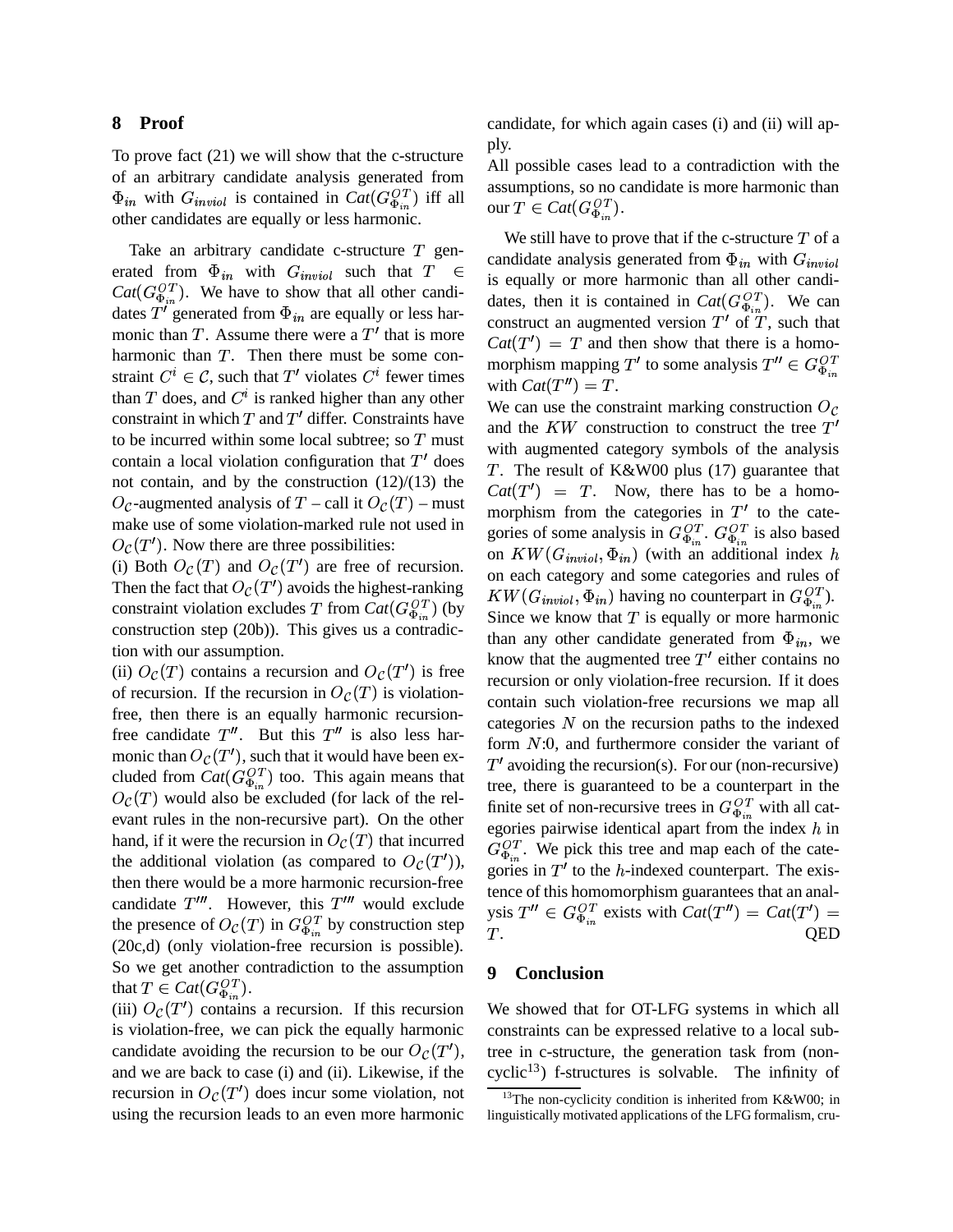## 8 Proof

To prove fact (21) we will show that the c-structure of an arbitrary candidate analysis generated from $\Phi_{in}$ with $G_{inviol}$ is contained in $Cat(G^{OT}_{\Phi_{in}})$ iff all other candidates are equally or less harmonic.

Take an arbitrary candidate c-structure $T$ generated from $\Phi_{in}$ with $G_{inviol}$ such that $T \in Cat(G^{OT}_{\Phi_{in}})$. We have to show that all other candidates $T'$ generated from $\Phi_{in}$ are equally or less harmonic than $T$. Assume there were a $T'$ that is more harmonic than $T$. Then there must be some constraint $C^i \in \mathcal{C}$, such that $T'$ violates $C^i$ fewer times than $T$ does, and $C^i$ is ranked higher than any other constraint in which $T$ and $T'$ differ. Constraints have to be incurred within some local subtree; so $T$ must contain a local violation configuration that $T'$ does not contain, and by the construction (12)/(13) the $O_\mathcal{C}$-augmented analysis of $T$ – call it $O_\mathcal{C}(T)$ – must make use of some violation-marked rule not used in $O_\mathcal{C}(T')$. Now there are three possibilities:

(i) Both $O_\mathcal{C}(T)$ and $O_\mathcal{C}(T')$ are free of recursion. Then the fact that $O_\mathcal{C}(T')$ avoids the highest-ranking constraint violation excludes $T$ from $Cat(G^{OT}_{\Phi_{in}})$ (by construction step (20b)). This gives us a contradiction with our assumption.

(ii) $O_\mathcal{C}(T)$ contains a recursion and $O_\mathcal{C}(T')$ is free of recursion. If the recursion in $O_\mathcal{C}(T)$ is violation-free, then there is an equally harmonic recursion-free candidate $T''$. But this $T''$ is also less harmonic than $O_\mathcal{C}(T')$, such that it would have been excluded from $Cat(G^{OT}_{\Phi_{in}})$ too. This again means that $O_\mathcal{C}(T)$ would also be excluded (for lack of the relevant rules in the non-recursive part). On the other hand, if it were the recursion in $O_\mathcal{C}(T)$ that incurred the additional violation (as compared to $O_\mathcal{C}(T')$), then there would be a more harmonic recursion-free candidate $T'''$. However, this $T'''$ would exclude the presence of $O_\mathcal{C}(T)$ in $G^{OT}_{\Phi_{in}}$ by construction step (20c,d) (only violation-free recursion is possible). So we get another contradiction to the assumption that $T \in Cat(G^{OT}_{\Phi_{in}})$.

(iii) $O_\mathcal{C}(T')$ contains a recursion. If this recursion is violation-free, we can pick the equally harmonic candidate avoiding the recursion to be our $O_\mathcal{C}(T')$, and we are back to case (i) and (ii). Likewise, if the recursion in $O_\mathcal{C}(T')$ does incur some violation, not using the recursion leads to an even more harmonic candidate, for which again cases (i) and (ii) will apply.

All possible cases lead to a contradiction with the assumptions, so no candidate is more harmonic than our $T \in Cat(G^{OT}_{\Phi_{in}})$.

We still have to prove that if the c-structure $T$ of a candidate analysis generated from $\Phi_{in}$ with $G_{inviol}$ is equally or more harmonic than all other candidates, then it is contained in $Cat(G^{OT}_{\Phi_{in}})$. We can construct an augmented version $T'$ of $T$, such that $Cat(T') = T$ and then show that there is a homomorphism mapping $T'$ to some analysis $T'' \in G^{OT}_{\Phi_{in}}$ with $Cat(T'') = T$.

We can use the constraint marking construction $O_\mathcal{C}$ and the $KW$ construction to construct the tree $T'$ with augmented category symbols of the analysis $T$. The result of K&W00 plus (17) guarantee that $Cat(T') = T$. Now, there has to be a homomorphism from the categories in $T'$ to the categories of some analysis in $G^{OT}_{\Phi_{in}}$. $G^{OT}_{\Phi_{in}}$ is also based on $KW(G_{inviol}, \Phi_{in})$ (with an additional index $h$ on each category and some categories and rules of $KW(G_{inviol}, \Phi_{in})$ having no counterpart in $G^{OT}_{\Phi_{in}}$). Since we know that $T$ is equally or more harmonic than any other candidate generated from $\Phi_{in}$, we know that the augmented tree $T'$ either contains no recursion or only violation-free recursion. If it does contain such violation-free recursions we map all categories $N$ on the recursion paths to the indexed form $N$:0, and furthermore consider the variant of $T'$ avoiding the recursion(s). For our (non-recursive) tree, there is guaranteed to be a counterpart in the finite set of non-recursive trees in $G^{OT}_{\Phi_{in}}$ with all categories pairwise identical apart from the index $h$ in $G^{OT}_{\Phi_{in}}$. We pick this tree and map each of the categories in $T'$ to the $h$-indexed counterpart. The existence of this homomorphism guarantees that an analysis $T'' \in G^{OT}_{\Phi_{in}}$ exists with $Cat(T'') = Cat(T') = T$. QED

## 9 Conclusion

We showed that for OT-LFG systems in which all constraints can be expressed relative to a local subtree in c-structure, the generation task from (non-cyclic[13]) f-structures is solvable. The infinity of

[13]The non-cyclicity condition is inherited from K&W00; in linguistically motivated applications of the LFG formalism, cru-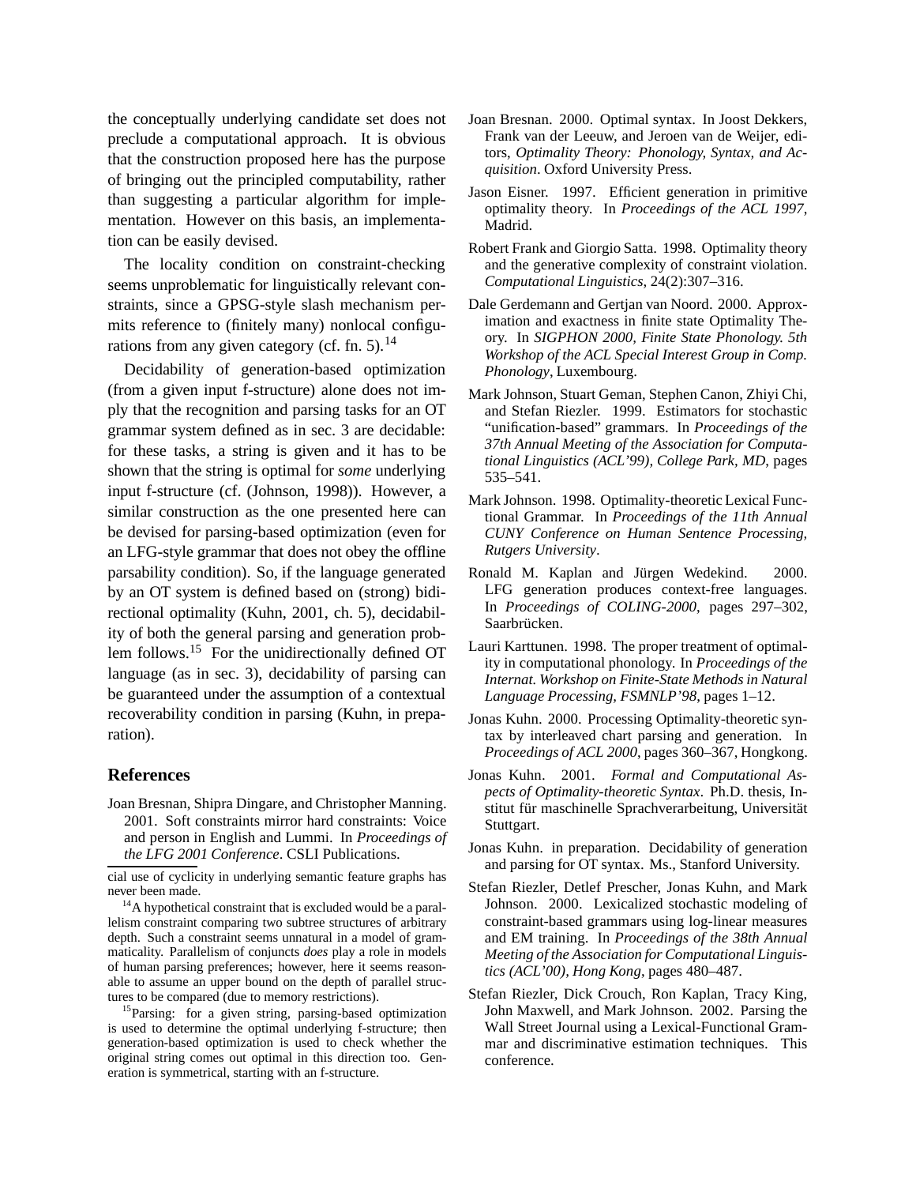the conceptually underlying candidate set does not preclude a computational approach. It is obvious that the construction proposed here has the purpose of bringing out the principled computability, rather than suggesting a particular algorithm for implementation. However on this basis, an implementation can be easily devised.

The locality condition on constraint-checking seems unproblematic for linguistically relevant constraints, since a GPSG-style slash mechanism permits reference to (finitely many) nonlocal configurations from any given category (cf. fn. 5).[14]

Decidability of generation-based optimization (from a given input f-structure) alone does not imply that the recognition and parsing tasks for an OT grammar system defined as in sec. 3 are decidable: for these tasks, a string is given and it has to be shown that the string is optimal for *some* underlying input f-structure (cf. (Johnson, 1998)). However, a similar construction as the one presented here can be devised for parsing-based optimization (even for an LFG-style grammar that does not obey the offline parsability condition). So, if the language generated by an OT system is defined based on (strong) bidirectional optimality (Kuhn, 2001, ch. 5), decidability of both the general parsing and generation problem follows.[15] For the unidirectionally defined OT language (as in sec. 3), decidability of parsing can be guaranteed under the assumption of a contextual recoverability condition in parsing (Kuhn, in preparation).

## References

Joan Bresnan, Shipra Dingare, and Christopher Manning. 2001. Soft constraints mirror hard constraints: Voice and person in English and Lummi. In *Proceedings of the LFG 2001 Conference*. CSLI Publications.

Joan Bresnan. 2000. Optimal syntax. In Joost Dekkers, Frank van der Leeuw, and Jeroen van de Weijer, editors, *Optimality Theory: Phonology, Syntax, and Acquisition*. Oxford University Press.

Jason Eisner. 1997. Efficient generation in primitive optimality theory. In *Proceedings of the ACL 1997*, Madrid.

Robert Frank and Giorgio Satta. 1998. Optimality theory and the generative complexity of constraint violation. *Computational Linguistics*, 24(2):307–316.

Dale Gerdemann and Gertjan van Noord. 2000. Approximation and exactness in finite state Optimality Theory. In *SIGPHON 2000, Finite State Phonology. 5th Workshop of the ACL Special Interest Group in Comp. Phonology*, Luxembourg.

Mark Johnson, Stuart Geman, Stephen Canon, Zhiyi Chi, and Stefan Riezler. 1999. Estimators for stochastic "unification-based" grammars. In *Proceedings of the 37th Annual Meeting of the Association for Computational Linguistics (ACL'99), College Park, MD*, pages 535–541.

Mark Johnson. 1998. Optimality-theoretic Lexical Functional Grammar. In *Proceedings of the 11th Annual CUNY Conference on Human Sentence Processing, Rutgers University*.

Ronald M. Kaplan and Jürgen Wedekind. 2000. LFG generation produces context-free languages. In *Proceedings of COLING-2000*, pages 297–302, Saarbrücken.

Lauri Karttunen. 1998. The proper treatment of optimality in computational phonology. In *Proceedings of the Internat. Workshop on Finite-State Methods in Natural Language Processing, FSMNLP'98*, pages 1–12.

Jonas Kuhn. 2000. Processing Optimality-theoretic syntax by interleaved chart parsing and generation. In *Proceedings of ACL 2000*, pages 360–367, Hongkong.

Jonas Kuhn. 2001. *Formal and Computational Aspects of Optimality-theoretic Syntax*. Ph.D. thesis, Institut für maschinelle Sprachverarbeitung, Universität Stuttgart.

Jonas Kuhn. in preparation. Decidability of generation and parsing for OT syntax. Ms., Stanford University.

Stefan Riezler, Detlef Prescher, Jonas Kuhn, and Mark Johnson. 2000. Lexicalized stochastic modeling of constraint-based grammars using log-linear measures and EM training. In *Proceedings of the 38th Annual Meeting of the Association for Computational Linguistics (ACL'00), Hong Kong*, pages 480–487.

Stefan Riezler, Dick Crouch, Ron Kaplan, Tracy King, John Maxwell, and Mark Johnson. 2002. Parsing the Wall Street Journal using a Lexical-Functional Grammar and discriminative estimation techniques. This conference.

---

cial use of cyclicity in underlying semantic feature graphs has never been made.

[14] A hypothetical constraint that is excluded would be a parallelism constraint comparing two subtree structures of arbitrary depth. Such a constraint seems unnatural in a model of grammaticality. Parallelism of conjuncts *does* play a role in models of human parsing preferences; however, here it seems reasonable to assume an upper bound on the depth of parallel structures to be compared (due to memory restrictions).

[15] Parsing: for a given string, parsing-based optimization is used to determine the optimal underlying f-structure; then generation-based optimization is used to check whether the original string comes out optimal in this direction too. Generation is symmetrical, starting with an f-structure.